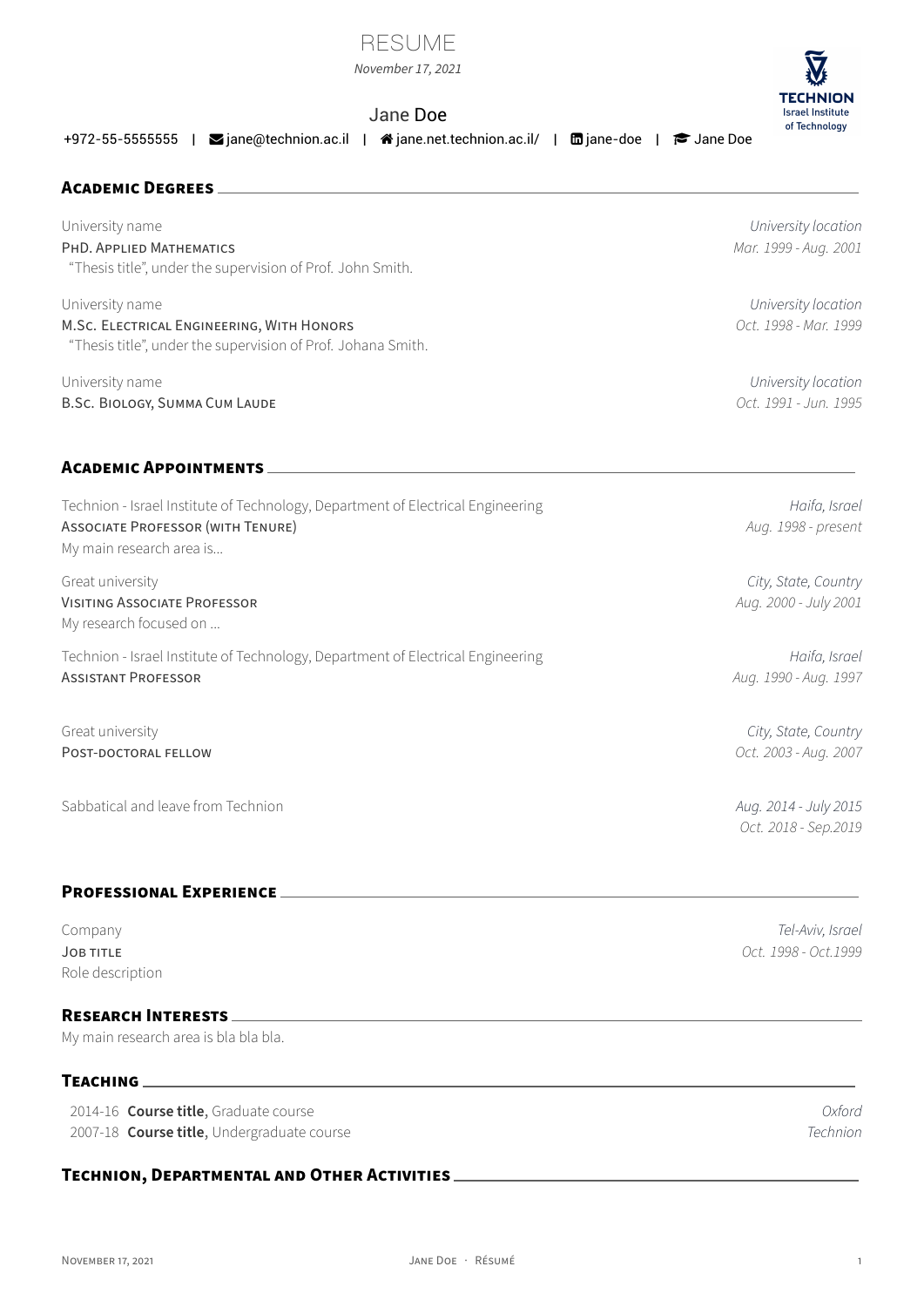# RESUME

*November 17, 2021*

Jane Doe

+972-55-5555555 | jane@technion.ac.il | jane.net.technion.ac.il/ | jane-doe | Jane Doe

## Academic Degrees

University name — *University location*
PhD. Applied Mathematics — *Mar. 1999 - Aug. 2001*
"Thesis title", under the supervision of Prof. John Smith.

University name — *University location*
M.Sc. Electrical Engineering, With Honors — *Oct. 1998 - Mar. 1999*
"Thesis title", under the supervision of Prof. Johana Smith.

University name — *University location*
B.Sc. Biology, Summa Cum Laude — *Oct. 1991 - Jun. 1995*

## Academic Appointments

Technion - Israel Institute of Technology, Department of Electrical Engineering — *Haifa, Israel*
Associate Professor (with Tenure) — *Aug. 1998 - present*
My main research area is...

Great university — *City, State, Country*
Visiting Associate Professor — *Aug. 2000 - July 2001*
My research focused on ...

Technion - Israel Institute of Technology, Department of Electrical Engineering — *Haifa, Israel*
Assistant Professor — *Aug. 1990 - Aug. 1997*

Great university — *City, State, Country*
Post-doctoral fellow — *Oct. 2003 - Aug. 2007*

Sabbatical and leave from Technion — *Aug. 2014 - July 2015*, *Oct. 2018 - Sep.2019*

## Professional Experience

Company — *Tel-Aviv, Israel*
Job title — *Oct. 1998 - Oct.1999*
Role description

## Research Interests

My main research area is bla bla bla.

## Teaching

2014-16 **Course title**, Graduate course — *Oxford*
2007-18 **Course title**, Undergraduate course — *Technion*

## Technion, Departmental and Other Activities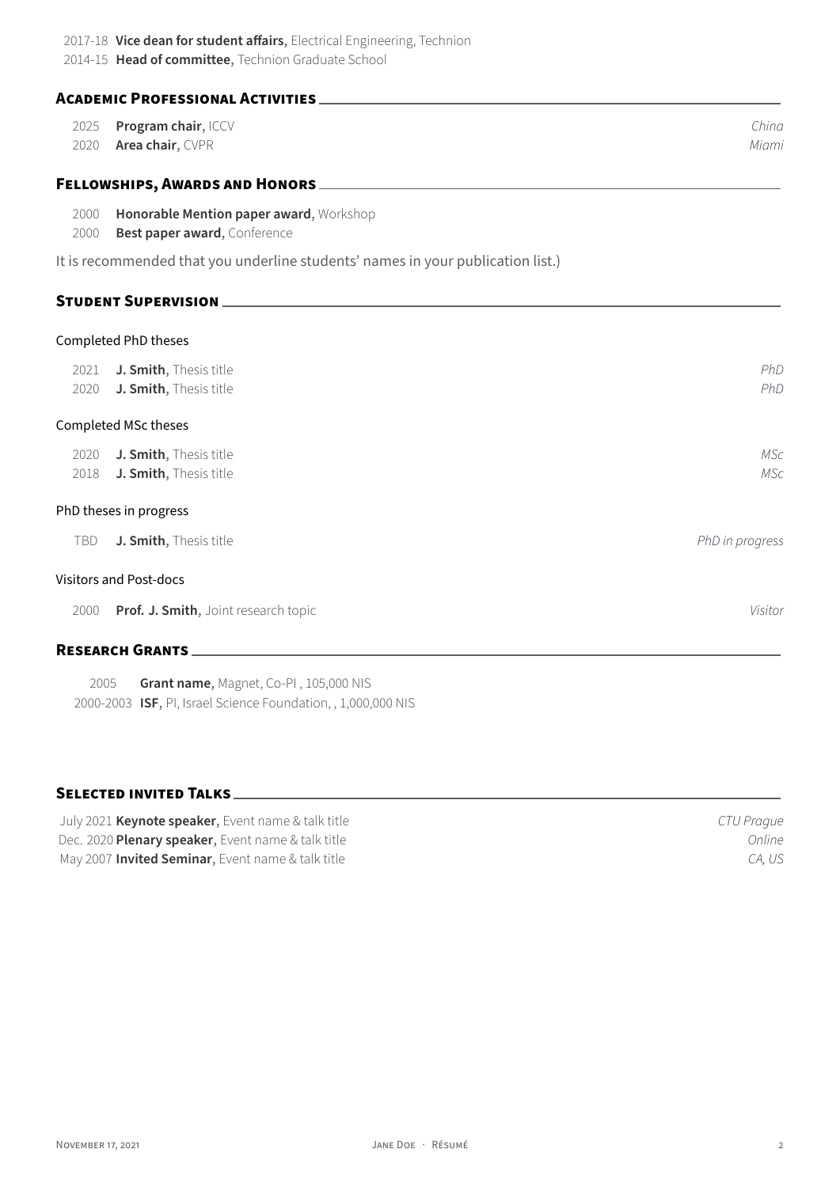2017-18 **Vice dean for student affairs**, Electrical Engineering, Technion
2014-15 **Head of committee**, Technion Graduate School

## Academic Professional Activities

2025 **Program chair**, ICCV *China*
2020 **Area chair**, CVPR *Miami*

## Fellowships, Awards and Honors

2000 **Honorable Mention paper award**, Workshop
2000 **Best paper award**, Conference

It is recommended that you underline students' names in your publication list.)

## Student Supervision

### Completed PhD theses

2021 **J. Smith**, Thesis title *PhD*
2020 **J. Smith**, Thesis title *PhD*

### Completed MSc theses

2020 **J. Smith**, Thesis title *MSc*
2018 **J. Smith**, Thesis title *MSc*

### PhD theses in progress

TBD **J. Smith**, Thesis title *PhD in progress*

### Visitors and Post-docs

2000 **Prof. J. Smith**, Joint research topic *Visitor*

## Research Grants

2005 **Grant name**, Magnet, Co-PI , 105,000 NIS
2000-2003 **ISF**, PI, Israel Science Foundation, , 1,000,000 NIS

## Selected invited Talks

July 2021 **Keynote speaker**, Event name & talk title *CTU Prague*
Dec. 2020 **Plenary speaker**, Event name & talk title *Online*
May 2007 **Invited Seminar**, Event name & talk title *CA, US*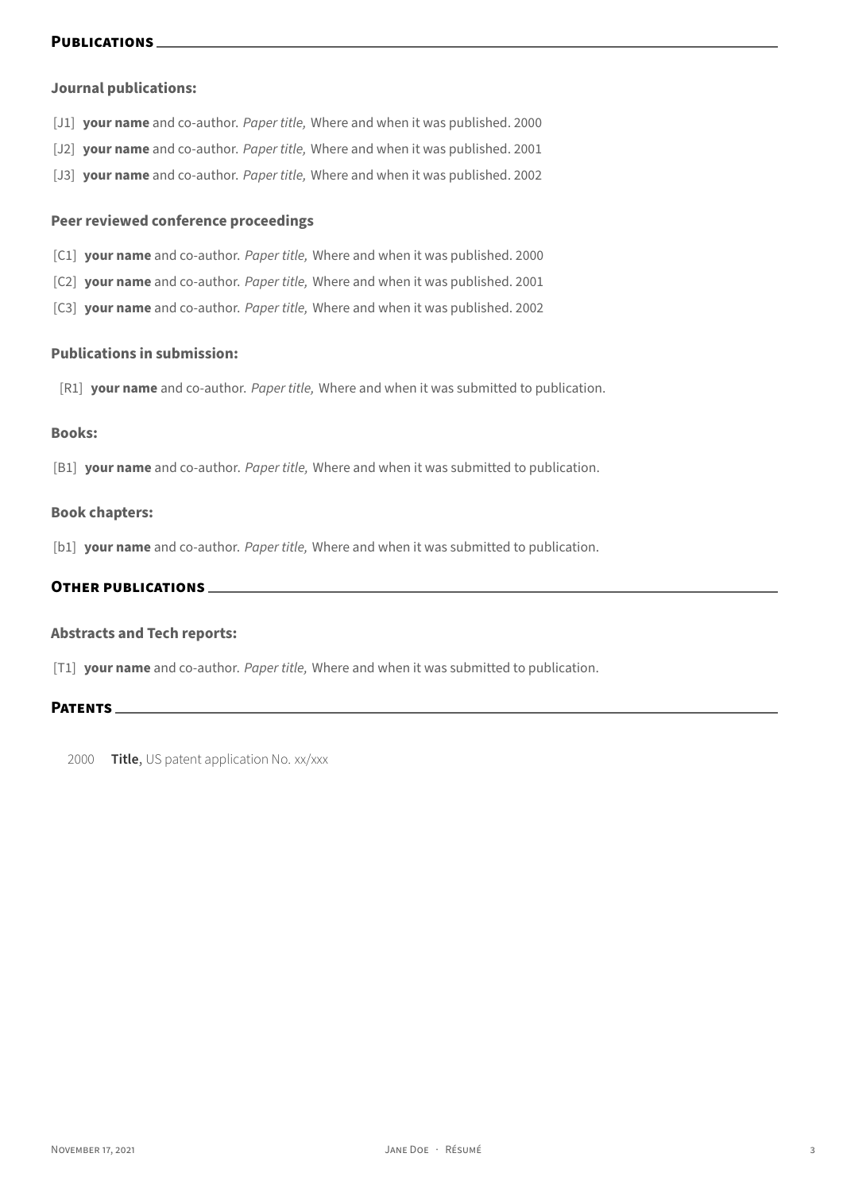## Publications

### Journal publications:

[J1] **your name** and co-author. *Paper title,* Where and when it was published. 2000

[J2] **your name** and co-author. *Paper title,* Where and when it was published. 2001

[J3] **your name** and co-author. *Paper title,* Where and when it was published. 2002

### Peer reviewed conference proceedings

[C1] **your name** and co-author. *Paper title,* Where and when it was published. 2000

[C2] **your name** and co-author. *Paper title,* Where and when it was published. 2001

[C3] **your name** and co-author. *Paper title,* Where and when it was published. 2002

### Publications in submission:

[R1] **your name** and co-author. *Paper title,* Where and when it was submitted to publication.

### Books:

[B1] **your name** and co-author. *Paper title,* Where and when it was submitted to publication.

### Book chapters:

[b1] **your name** and co-author. *Paper title,* Where and when it was submitted to publication.

## Other publications

### Abstracts and Tech reports:

[T1] **your name** and co-author. *Paper title,* Where and when it was submitted to publication.

## Patents

2000 **Title**, US patent application No. xx/xxx